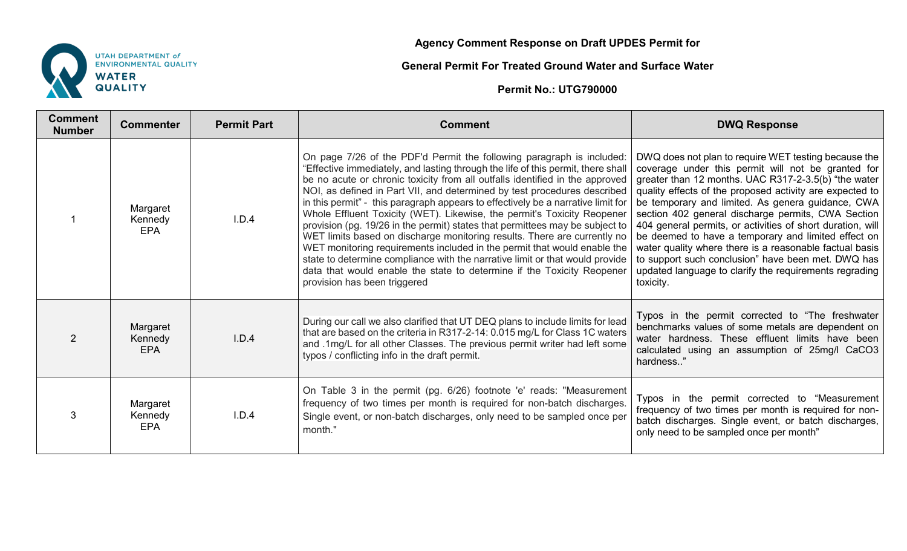## Agency Comment Response on Draft UPDES Permit for

## General Permit For Treated Ground Water and Surface Water

## Permit No.: UTG790000

| Comment Number | Commenter | Permit Part | Comment | DWQ Response |
|---|---|---|---|---|
| 1 | Margaret Kennedy EPA | I.D.4 | On page 7/26 of the PDF'd Permit the following paragraph is included: "Effective immediately, and lasting through the life of this permit, there shall be no acute or chronic toxicity from all outfalls identified in the approved NOI, as defined in Part VII, and determined by test procedures described in this permit" - this paragraph appears to effectively be a narrative limit for Whole Effluent Toxicity (WET). Likewise, the permit's Toxicity Reopener provision (pg. 19/26 in the permit) states that permittees may be subject to WET limits based on discharge monitoring results. There are currently no WET monitoring requirements included in the permit that would enable the state to determine compliance with the narrative limit or that would provide data that would enable the state to determine if the Toxicity Reopener provision has been triggered | DWQ does not plan to require WET testing because the coverage under this permit will not be granted for greater than 12 months. UAC R317-2-3.5(b) "the water quality effects of the proposed activity are expected to be temporary and limited. As genera guidance, CWA section 402 general discharge permits, CWA Section 404 general permits, or activities of short duration, will be deemed to have a temporary and limited effect on water quality where there is a reasonable factual basis to support such conclusion" have been met. DWQ has updated language to clarify the requirements regrading toxicity. |
| 2 | Margaret Kennedy EPA | I.D.4 | During our call we also clarified that UT DEQ plans to include limits for lead that are based on the criteria in R317-2-14: 0.015 mg/L for Class 1C waters and .1mg/L for all other Classes. The previous permit writer had left some typos / conflicting info in the draft permit. | Typos in the permit corrected to "The freshwater benchmarks values of some metals are dependent on water hardness. These effluent limits have been calculated using an assumption of 25mg/l $CaCO_3$ hardness.." |
| 3 | Margaret Kennedy EPA | I.D.4 | On Table 3 in the permit (pg. 6/26) footnote 'e' reads: "Measurement frequency of two times per month is required for non-batch discharges. Single event, or non-batch discharges, only need to be sampled once per month." | Typos in the permit corrected to "Measurement frequency of two times per month is required for non-batch discharges. Single event, or batch discharges, only need to be sampled once per month" |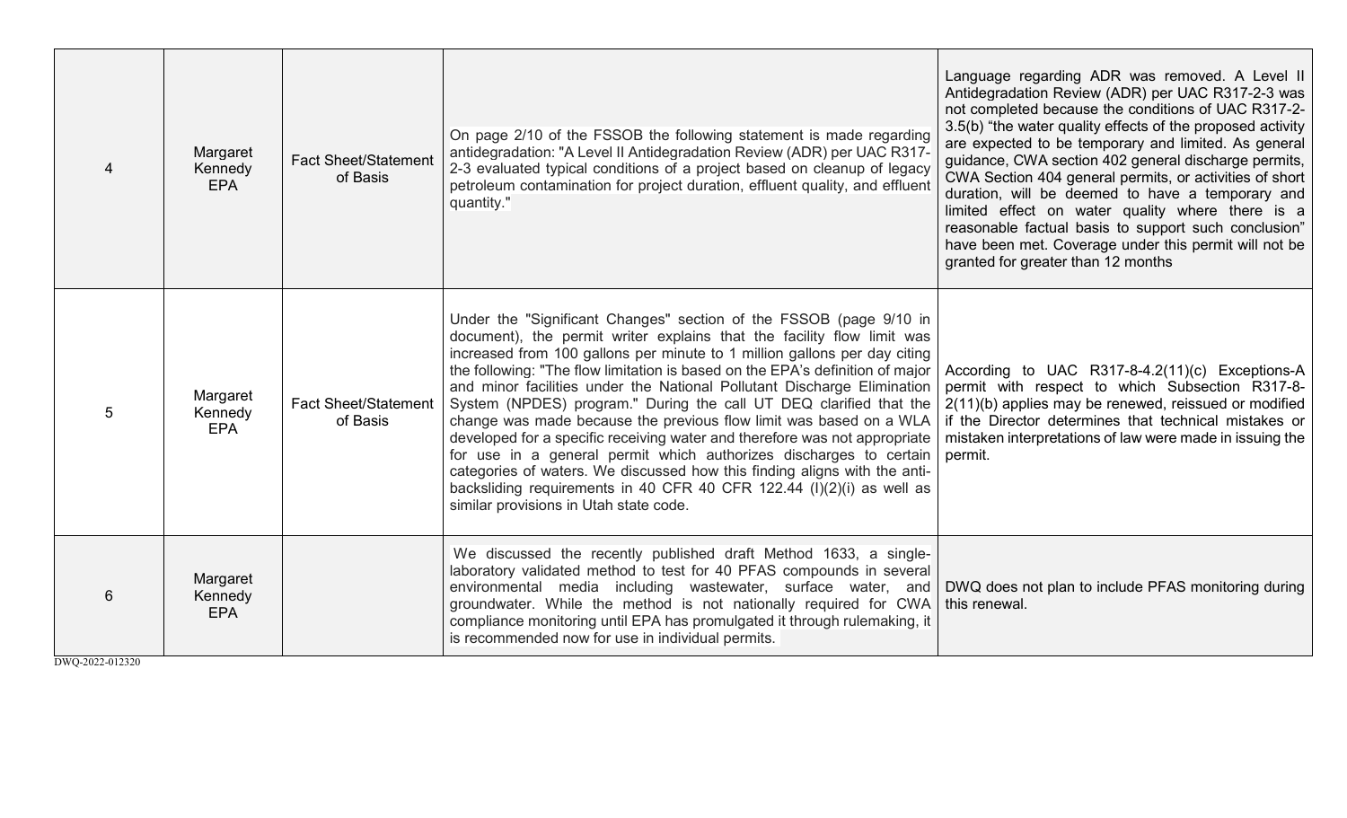| | | | | |
|---|---|---|---|---|
| 4 | Margaret Kennedy EPA | Fact Sheet/Statement of Basis | On page 2/10 of the FSSOB the following statement is made regarding antidegradation: "A Level II Antidegradation Review (ADR) per UAC R317-2-3 evaluated typical conditions of a project based on cleanup of legacy petroleum contamination for project duration, effluent quality, and effluent quantity." | Language regarding ADR was removed. A Level II Antidegradation Review (ADR) per UAC R317-2-3 was not completed because the conditions of UAC R317-2-3.5(b) "the water quality effects of the proposed activity are expected to be temporary and limited. As general guidance, CWA section 402 general discharge permits, CWA Section 404 general permits, or activities of short duration, will be deemed to have a temporary and limited effect on water quality where there is a reasonable factual basis to support such conclusion" have been met. Coverage under this permit will not be granted for greater than 12 months |
| 5 | Margaret Kennedy EPA | Fact Sheet/Statement of Basis | Under the "Significant Changes" section of the FSSOB (page 9/10 in document), the permit writer explains that the facility flow limit was increased from 100 gallons per minute to 1 million gallons per day citing the following: "The flow limitation is based on the EPA's definition of major and minor facilities under the National Pollutant Discharge Elimination System (NPDES) program." During the call UT DEQ clarified that the change was made because the previous flow limit was based on a WLA developed for a specific receiving water and therefore was not appropriate for use in a general permit which authorizes discharges to certain categories of waters. We discussed how this finding aligns with the anti-backsliding requirements in 40 CFR 40 CFR 122.44 (l)(2)(i) as well as similar provisions in Utah state code. | According to UAC R317-8-4.2(11)(c) Exceptions-A permit with respect to which Subsection R317-8-2(11)(b) applies may be renewed, reissued or modified if the Director determines that technical mistakes or mistaken interpretations of law were made in issuing the permit. |
| 6 | Margaret Kennedy EPA | | We discussed the recently published draft Method 1633, a single-laboratory validated method to test for 40 PFAS compounds in several environmental media including wastewater, surface water, and groundwater. While the method is not nationally required for CWA compliance monitoring until EPA has promulgated it through rulemaking, it is recommended now for use in individual permits. | DWQ does not plan to include PFAS monitoring during this renewal. |

DWQ-2022-012320